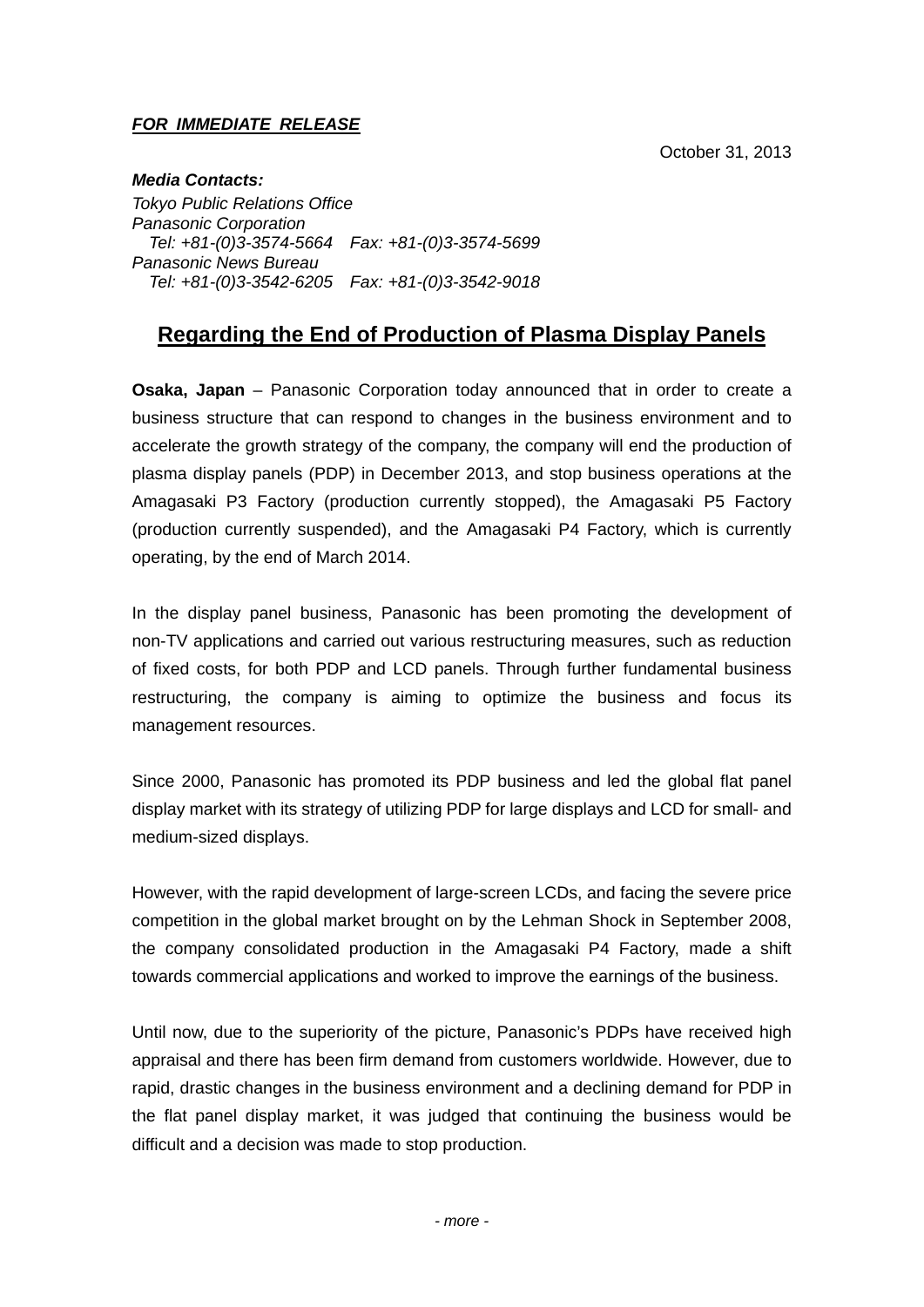***FOR IMMEDIATE RELEASE***

October 31, 2013

***Media Contacts:***
*Tokyo Public Relations Office*
*Panasonic Corporation*
*Tel: +81-(0)3-3574-5664 Fax: +81-(0)3-3574-5699*
*Panasonic News Bureau*
*Tel: +81-(0)3-3542-6205 Fax: +81-(0)3-3542-9018*

# Regarding the End of Production of Plasma Display Panels

**Osaka, Japan** – Panasonic Corporation today announced that in order to create a business structure that can respond to changes in the business environment and to accelerate the growth strategy of the company, the company will end the production of plasma display panels (PDP) in December 2013, and stop business operations at the Amagasaki P3 Factory (production currently stopped), the Amagasaki P5 Factory (production currently suspended), and the Amagasaki P4 Factory, which is currently operating, by the end of March 2014.

In the display panel business, Panasonic has been promoting the development of non-TV applications and carried out various restructuring measures, such as reduction of fixed costs, for both PDP and LCD panels. Through further fundamental business restructuring, the company is aiming to optimize the business and focus its management resources.

Since 2000, Panasonic has promoted its PDP business and led the global flat panel display market with its strategy of utilizing PDP for large displays and LCD for small- and medium-sized displays.

However, with the rapid development of large-screen LCDs, and facing the severe price competition in the global market brought on by the Lehman Shock in September 2008, the company consolidated production in the Amagasaki P4 Factory, made a shift towards commercial applications and worked to improve the earnings of the business.

Until now, due to the superiority of the picture, Panasonic's PDPs have received high appraisal and there has been firm demand from customers worldwide. However, due to rapid, drastic changes in the business environment and a declining demand for PDP in the flat panel display market, it was judged that continuing the business would be difficult and a decision was made to stop production.

*- more -*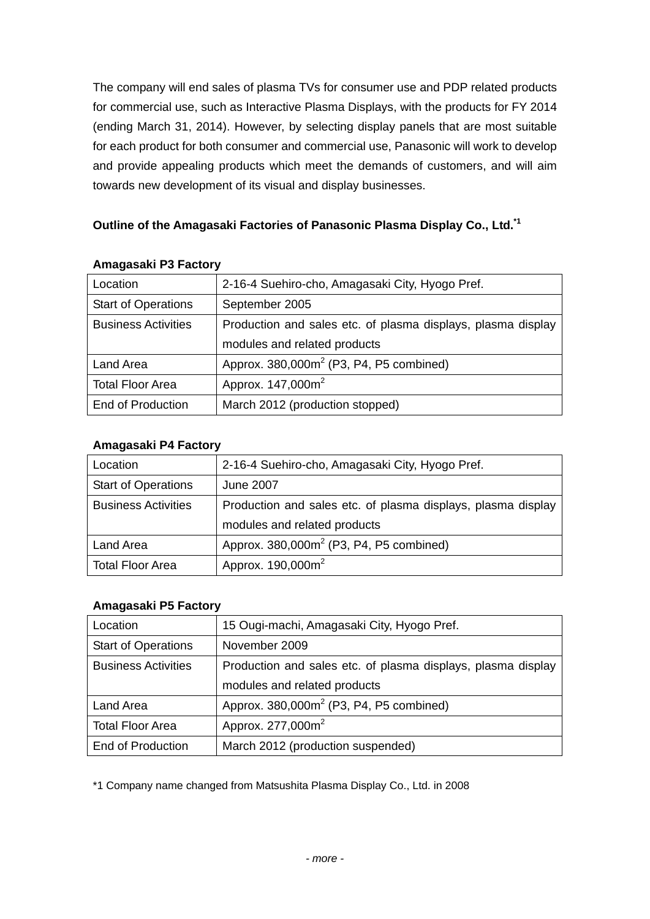The company will end sales of plasma TVs for consumer use and PDP related products for commercial use, such as Interactive Plasma Displays, with the products for FY 2014 (ending March 31, 2014). However, by selecting display panels that are most suitable for each product for both consumer and commercial use, Panasonic will work to develop and provide appealing products which meet the demands of customers, and will aim towards new development of its visual and display businesses.

**Outline of the Amagasaki Factories of Panasonic Plasma Display Co., Ltd.[*1]**

**Amagasaki P3 Factory**

| Location | 2-16-4 Suehiro-cho, Amagasaki City, Hyogo Pref. |
|---|---|
| Start of Operations | September 2005 |
| Business Activities | Production and sales etc. of plasma displays, plasma display modules and related products |
| Land Area | Approx. 380,000m$^2$ (P3, P4, P5 combined) |
| Total Floor Area | Approx. 147,000m$^2$ |
| End of Production | March 2012 (production stopped) |

**Amagasaki P4 Factory**

| Location | 2-16-4 Suehiro-cho, Amagasaki City, Hyogo Pref. |
|---|---|
| Start of Operations | June 2007 |
| Business Activities | Production and sales etc. of plasma displays, plasma display modules and related products |
| Land Area | Approx. 380,000m$^2$ (P3, P4, P5 combined) |
| Total Floor Area | Approx. 190,000m$^2$ |

**Amagasaki P5 Factory**

| Location | 15 Ougi-machi, Amagasaki City, Hyogo Pref. |
|---|---|
| Start of Operations | November 2009 |
| Business Activities | Production and sales etc. of plasma displays, plasma display modules and related products |
| Land Area | Approx. 380,000m$^2$ (P3, P4, P5 combined) |
| Total Floor Area | Approx. 277,000m$^2$ |
| End of Production | March 2012 (production suspended) |

*1 Company name changed from Matsushita Plasma Display Co., Ltd. in 2008

*- more -*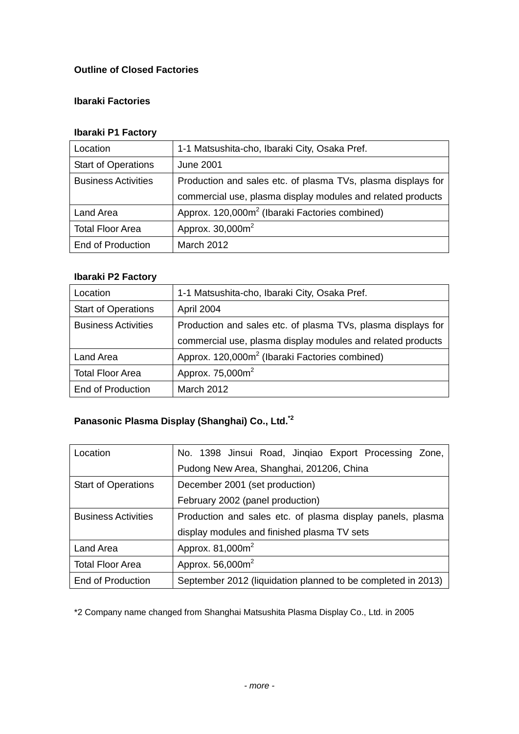**Outline of Closed Factories**

**Ibaraki Factories**

**Ibaraki P1 Factory**

| | |
|---|---|
| Location | 1-1 Matsushita-cho, Ibaraki City, Osaka Pref. |
| Start of Operations | June 2001 |
| Business Activities | Production and sales etc. of plasma TVs, plasma displays for commercial use, plasma display modules and related products |
| Land Area | Approx. 120,000m$^2$ (Ibaraki Factories combined) |
| Total Floor Area | Approx. 30,000m$^2$ |
| End of Production | March 2012 |

**Ibaraki P2 Factory**

| | |
|---|---|
| Location | 1-1 Matsushita-cho, Ibaraki City, Osaka Pref. |
| Start of Operations | April 2004 |
| Business Activities | Production and sales etc. of plasma TVs, plasma displays for commercial use, plasma display modules and related products |
| Land Area | Approx. 120,000m$^2$ (Ibaraki Factories combined) |
| Total Floor Area | Approx. 75,000m$^2$ |
| End of Production | March 2012 |

**Panasonic Plasma Display (Shanghai) Co., Ltd.**[*2]

| | |
|---|---|
| Location | No. 1398 Jinsui Road, Jinqiao Export Processing Zone, Pudong New Area, Shanghai, 201206, China |
| Start of Operations | December 2001 (set production)<br>February 2002 (panel production) |
| Business Activities | Production and sales etc. of plasma display panels, plasma display modules and finished plasma TV sets |
| Land Area | Approx. 81,000m$^2$ |
| Total Floor Area | Approx. 56,000m$^2$ |
| End of Production | September 2012 (liquidation planned to be completed in 2013) |

*2 Company name changed from Shanghai Matsushita Plasma Display Co., Ltd. in 2005

*- more -*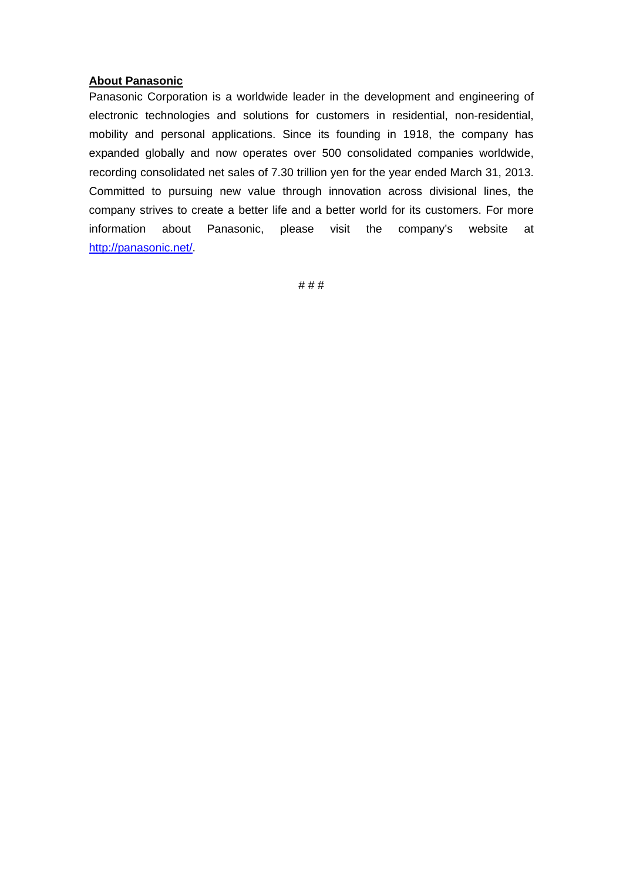**About Panasonic**

Panasonic Corporation is a worldwide leader in the development and engineering of electronic technologies and solutions for customers in residential, non-residential, mobility and personal applications. Since its founding in 1918, the company has expanded globally and now operates over 500 consolidated companies worldwide, recording consolidated net sales of 7.30 trillion yen for the year ended March 31, 2013. Committed to pursuing new value through innovation across divisional lines, the company strives to create a better life and a better world for its customers. For more information about Panasonic, please visit the company's website at [http://panasonic.net/](http://panasonic.net/).

# # #